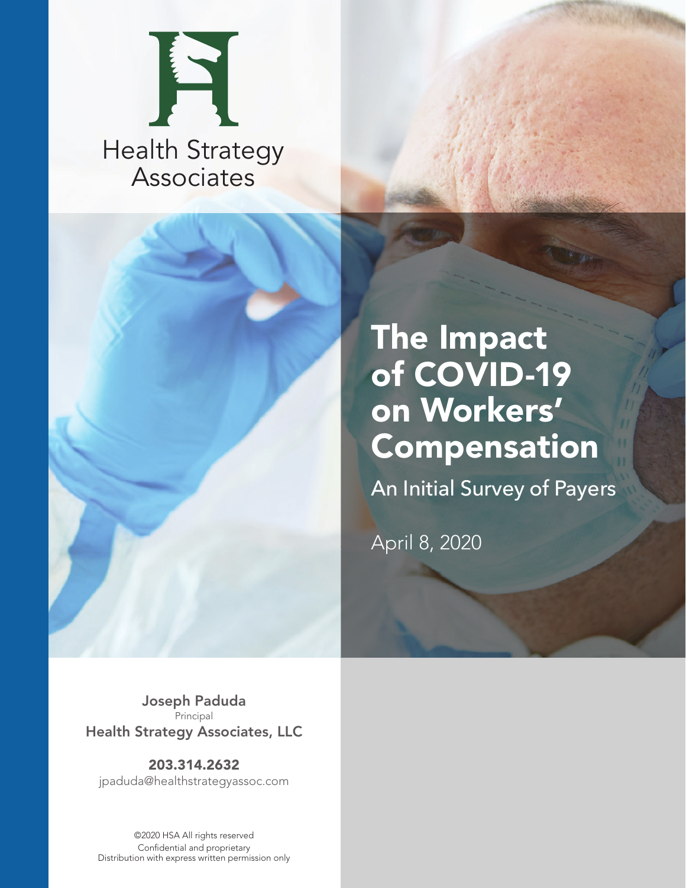Health Strategy Associates

# The Impact of COVID-19 on Workers' Compensation

## An Initial Survey of Payers

April 8, 2020

**Joseph Paduda**
Principal
**Health Strategy Associates, LLC**

**203.314.2632**
jpaduda@healthstrategyassoc.com

©2020 HSA All rights reserved
Confidential and proprietary
Distribution with express written permission only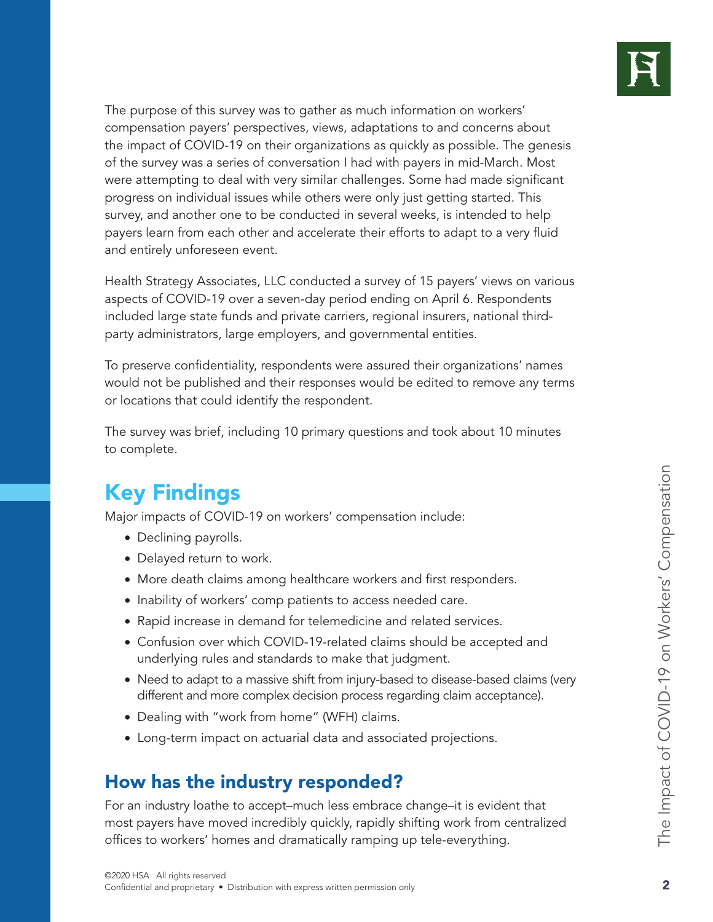The purpose of this survey was to gather as much information on workers' compensation payers' perspectives, views, adaptations to and concerns about the impact of COVID-19 on their organizations as quickly as possible. The genesis of the survey was a series of conversation I had with payers in mid-March. Most were attempting to deal with very similar challenges. Some had made significant progress on individual issues while others were only just getting started. This survey, and another one to be conducted in several weeks, is intended to help payers learn from each other and accelerate their efforts to adapt to a very fluid and entirely unforeseen event.

Health Strategy Associates, LLC conducted a survey of 15 payers' views on various aspects of COVID-19 over a seven-day period ending on April 6. Respondents included large state funds and private carriers, regional insurers, national third-party administrators, large employers, and governmental entities.

To preserve confidentiality, respondents were assured their organizations' names would not be published and their responses would be edited to remove any terms or locations that could identify the respondent.

The survey was brief, including 10 primary questions and took about 10 minutes to complete.

## Key Findings

Major impacts of COVID-19 on workers' compensation include:

- Declining payrolls.
- Delayed return to work.
- More death claims among healthcare workers and first responders.
- Inability of workers' comp patients to access needed care.
- Rapid increase in demand for telemedicine and related services.
- Confusion over which COVID-19-related claims should be accepted and underlying rules and standards to make that judgment.
- Need to adapt to a massive shift from injury-based to disease-based claims (very different and more complex decision process regarding claim acceptance).
- Dealing with "work from home" (WFH) claims.
- Long-term impact on actuarial data and associated projections.

### How has the industry responded?

For an industry loathe to accept–much less embrace change–it is evident that most payers have moved incredibly quickly, rapidly shifting work from centralized offices to workers' homes and dramatically ramping up tele-everything.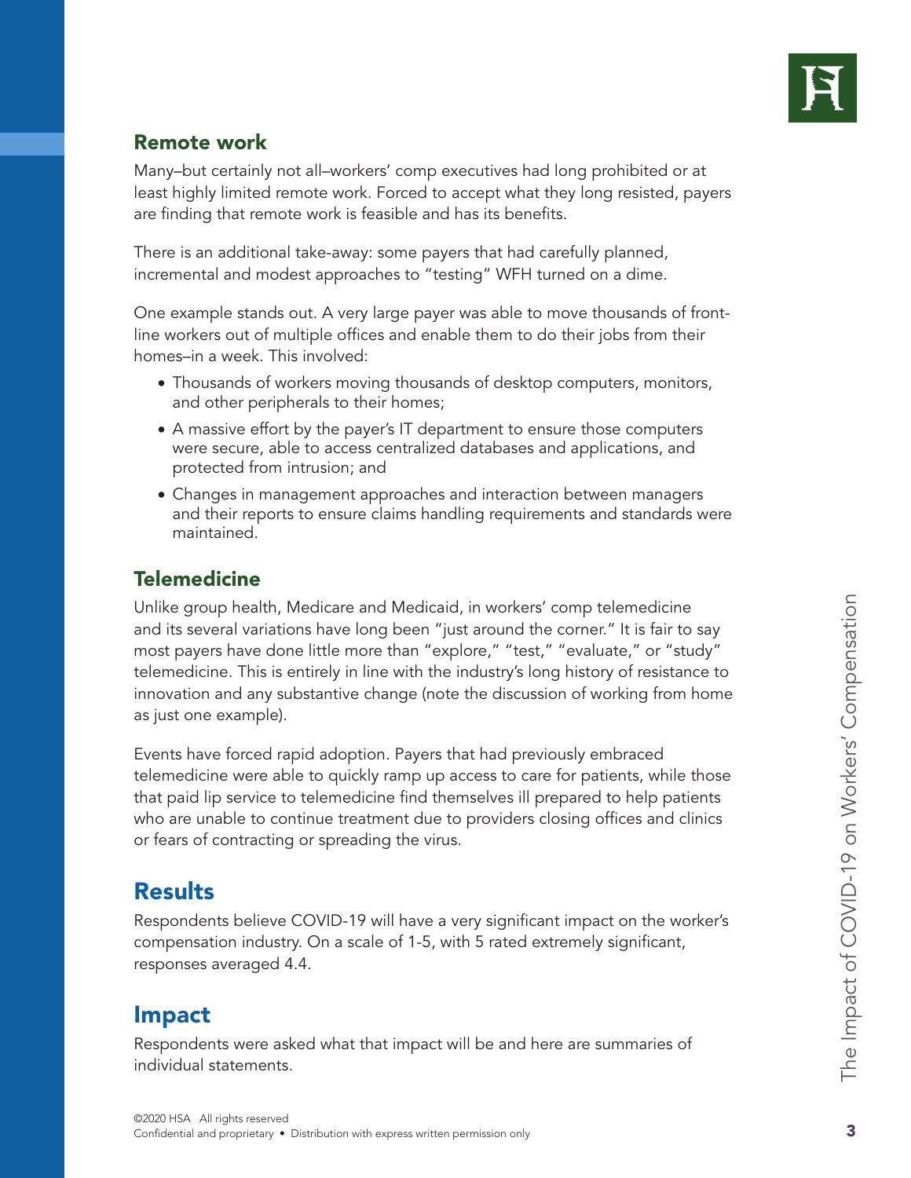## Remote work

Many–but certainly not all–workers' comp executives had long prohibited or at least highly limited remote work. Forced to accept what they long resisted, payers are finding that remote work is feasible and has its benefits.

There is an additional take-away: some payers that had carefully planned, incremental and modest approaches to "testing" WFH turned on a dime.

One example stands out. A very large payer was able to move thousands of front-line workers out of multiple offices and enable them to do their jobs from their homes–in a week. This involved:

- Thousands of workers moving thousands of desktop computers, monitors, and other peripherals to their homes;
- A massive effort by the payer's IT department to ensure those computers were secure, able to access centralized databases and applications, and protected from intrusion; and
- Changes in management approaches and interaction between managers and their reports to ensure claims handling requirements and standards were maintained.

## Telemedicine

Unlike group health, Medicare and Medicaid, in workers' comp telemedicine and its several variations have long been "just around the corner." It is fair to say most payers have done little more than "explore," "test," "evaluate," or "study" telemedicine. This is entirely in line with the industry's long history of resistance to innovation and any substantive change (note the discussion of working from home as just one example).

Events have forced rapid adoption. Payers that had previously embraced telemedicine were able to quickly ramp up access to care for patients, while those that paid lip service to telemedicine find themselves ill prepared to help patients who are unable to continue treatment due to providers closing offices and clinics or fears of contracting or spreading the virus.

# Results

Respondents believe COVID-19 will have a very significant impact on the worker's compensation industry. On a scale of 1-5, with 5 rated extremely significant, responses averaged 4.4.

# Impact

Respondents were asked what that impact will be and here are summaries of individual statements.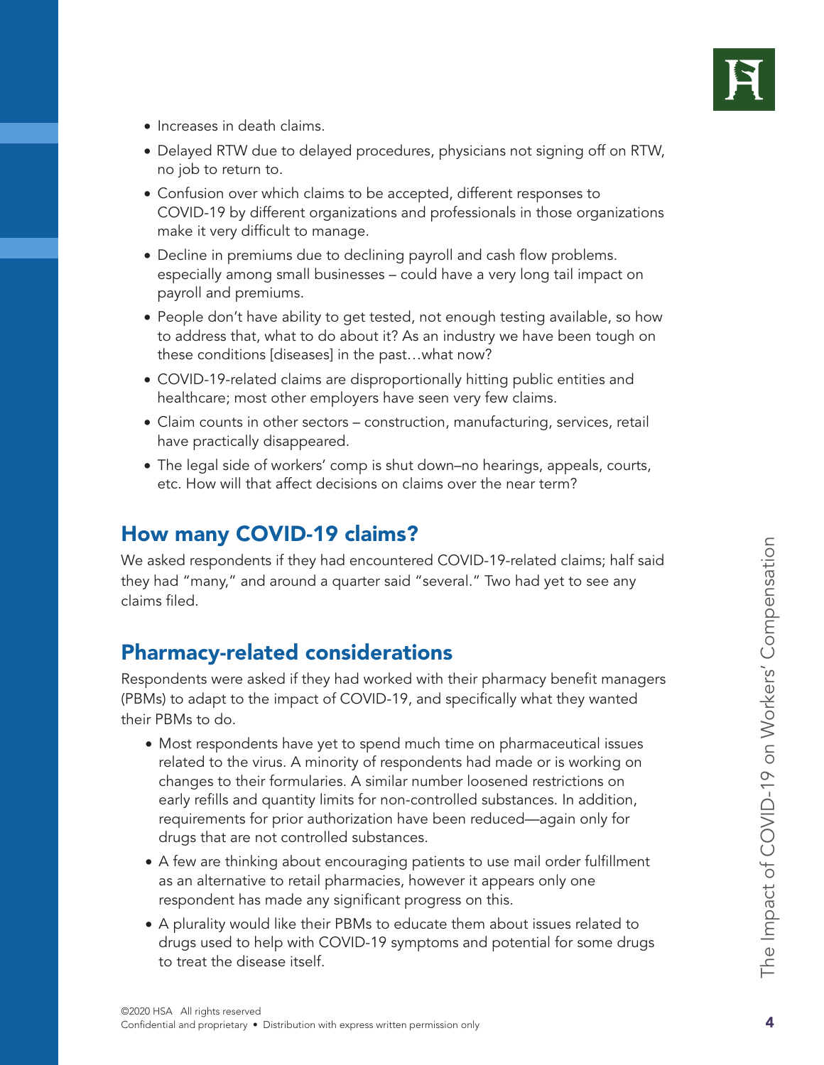- Increases in death claims.
- Delayed RTW due to delayed procedures, physicians not signing off on RTW, no job to return to.
- Confusion over which claims to be accepted, different responses to COVID-19 by different organizations and professionals in those organizations make it very difficult to manage.
- Decline in premiums due to declining payroll and cash flow problems. especially among small businesses – could have a very long tail impact on payroll and premiums.
- People don't have ability to get tested, not enough testing available, so how to address that, what to do about it? As an industry we have been tough on these conditions [diseases] in the past…what now?
- COVID-19-related claims are disproportionally hitting public entities and healthcare; most other employers have seen very few claims.
- Claim counts in other sectors – construction, manufacturing, services, retail have practically disappeared.
- The legal side of workers' comp is shut down–no hearings, appeals, courts, etc. How will that affect decisions on claims over the near term?

## How many COVID-19 claims?

We asked respondents if they had encountered COVID-19-related claims; half said they had "many," and around a quarter said "several." Two had yet to see any claims filed.

## Pharmacy-related considerations

Respondents were asked if they had worked with their pharmacy benefit managers (PBMs) to adapt to the impact of COVID-19, and specifically what they wanted their PBMs to do.

- Most respondents have yet to spend much time on pharmaceutical issues related to the virus. A minority of respondents had made or is working on changes to their formularies. A similar number loosened restrictions on early refills and quantity limits for non-controlled substances. In addition, requirements for prior authorization have been reduced—again only for drugs that are not controlled substances.
- A few are thinking about encouraging patients to use mail order fulfillment as an alternative to retail pharmacies, however it appears only one respondent has made any significant progress on this.
- A plurality would like their PBMs to educate them about issues related to drugs used to help with COVID-19 symptoms and potential for some drugs to treat the disease itself.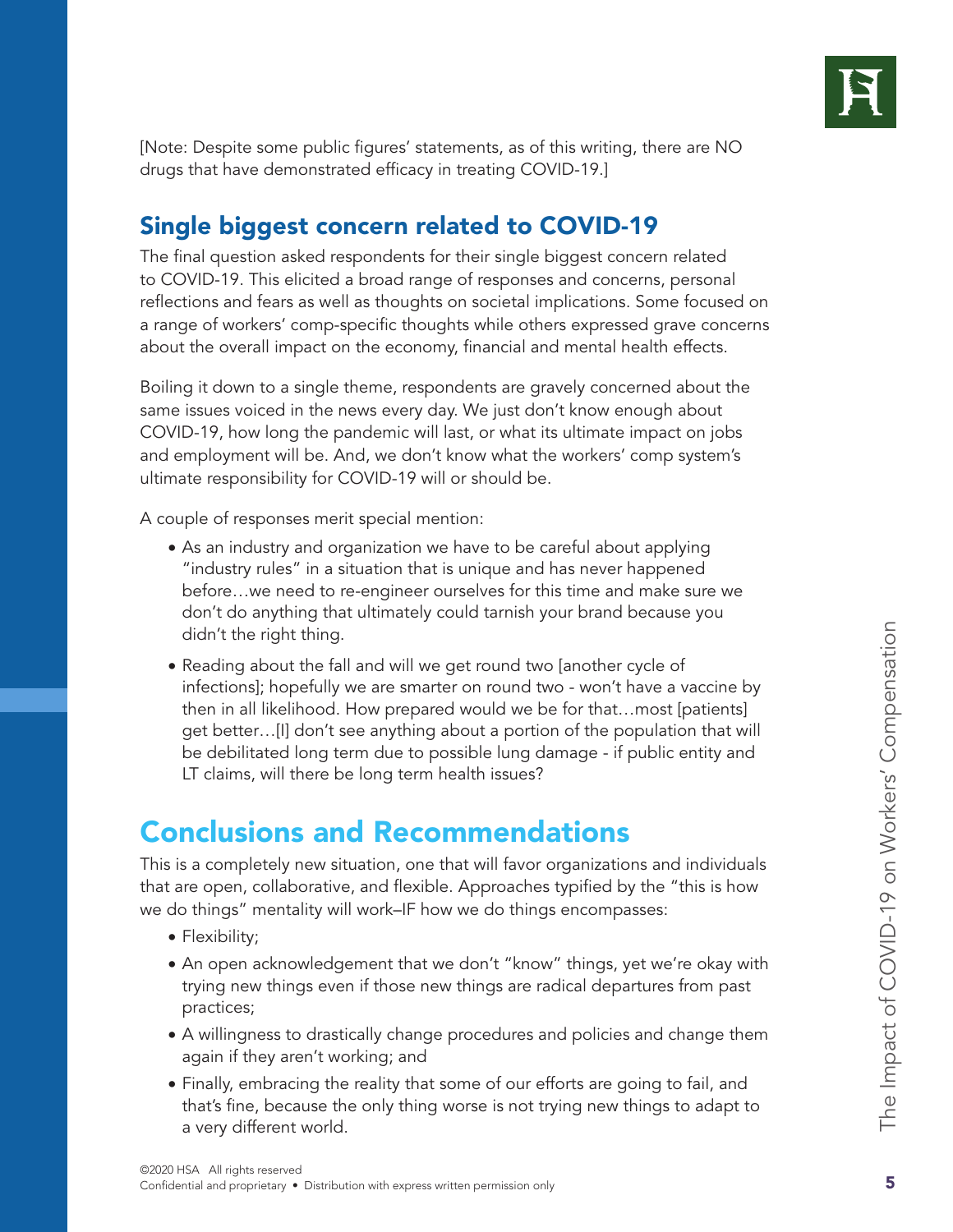[Note: Despite some public figures' statements, as of this writing, there are NO drugs that have demonstrated efficacy in treating COVID-19.]

## Single biggest concern related to COVID-19

The final question asked respondents for their single biggest concern related to COVID-19. This elicited a broad range of responses and concerns, personal reflections and fears as well as thoughts on societal implications. Some focused on a range of workers' comp-specific thoughts while others expressed grave concerns about the overall impact on the economy, financial and mental health effects.

Boiling it down to a single theme, respondents are gravely concerned about the same issues voiced in the news every day. We just don't know enough about COVID-19, how long the pandemic will last, or what its ultimate impact on jobs and employment will be. And, we don't know what the workers' comp system's ultimate responsibility for COVID-19 will or should be.

A couple of responses merit special mention:

- As an industry and organization we have to be careful about applying "industry rules" in a situation that is unique and has never happened before…we need to re-engineer ourselves for this time and make sure we don't do anything that ultimately could tarnish your brand because you didn't the right thing.
- Reading about the fall and will we get round two [another cycle of infections]; hopefully we are smarter on round two - won't have a vaccine by then in all likelihood. How prepared would we be for that…most [patients] get better…[I] don't see anything about a portion of the population that will be debilitated long term due to possible lung damage - if public entity and LT claims, will there be long term health issues?

# Conclusions and Recommendations

This is a completely new situation, one that will favor organizations and individuals that are open, collaborative, and flexible. Approaches typified by the "this is how we do things" mentality will work–IF how we do things encompasses:

- Flexibility;
- An open acknowledgement that we don't "know" things, yet we're okay with trying new things even if those new things are radical departures from past practices;
- A willingness to drastically change procedures and policies and change them again if they aren't working; and
- Finally, embracing the reality that some of our efforts are going to fail, and that's fine, because the only thing worse is not trying new things to adapt to a very different world.